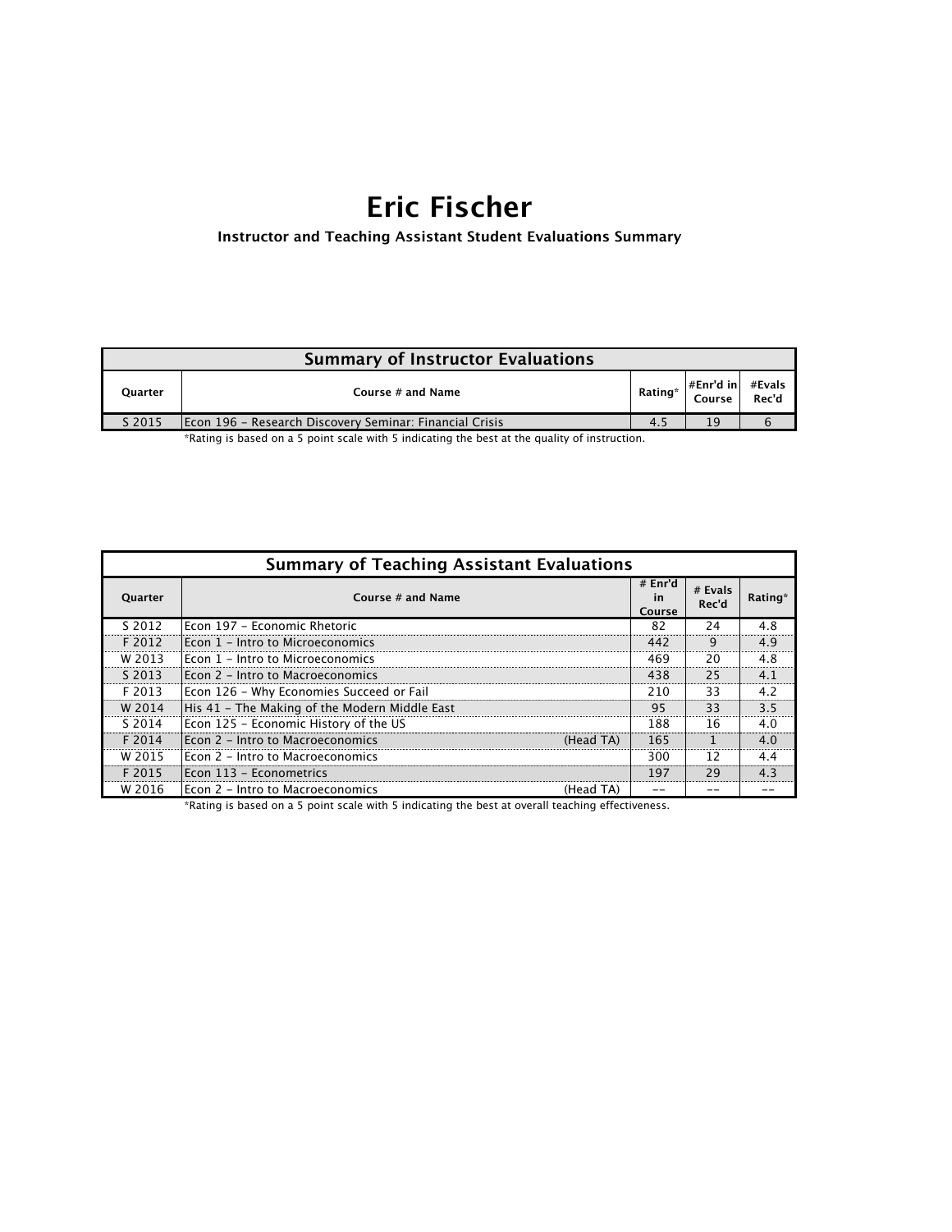# Eric Fischer

**Instructor and Teaching Assistant Student Evaluations Summary**

| Summary of Instructor Evaluations | | | | |
|---|---|---|---|---|
| **Quarter** | **Course # and Name** | **Rating*** | **#Enr'd in Course** | **#Evals Rec'd** |
| S 2015 | Econ 196 - Research Discovery Seminar: Financial Crisis | 4.5 | 19 | 6 |

*Rating is based on a 5 point scale with 5 indicating the best at the quality of instruction.

| Summary of Teaching Assistant Evaluations | | | | |
|---|---|---|---|---|
| **Quarter** | **Course # and Name** | **# Enr'd in Course** | **# Evals Rec'd** | **Rating*** |
| S 2012 | Econ 197 - Economic Rhetoric | 82 | 24 | 4.8 |
| F 2012 | Econ 1 - Intro to Microeconomics | 442 | 9 | 4.9 |
| W 2013 | Econ 1 - Intro to Microeconomics | 469 | 20 | 4.8 |
| S 2013 | Econ 2 - Intro to Macroeconomics | 438 | 25 | 4.1 |
| F 2013 | Econ 126 - Why Economies Succeed or Fail | 210 | 33 | 4.2 |
| W 2014 | His 41 - The Making of the Modern Middle East | 95 | 33 | 3.5 |
| S 2014 | Econ 125 - Economic History of the US | 188 | 16 | 4.0 |
| F 2014 | Econ 2 - Intro to Macroeconomics (Head TA) | 165 | 1 | 4.0 |
| W 2015 | Econ 2 - Intro to Macroeconomics | 300 | 12 | 4.4 |
| F 2015 | Econ 113 - Econometrics | 197 | 29 | 4.3 |
| W 2016 | Econ 2 - Intro to Macroeconomics (Head TA) | -- | -- | -- |

*Rating is based on a 5 point scale with 5 indicating the best at overall teaching effectiveness.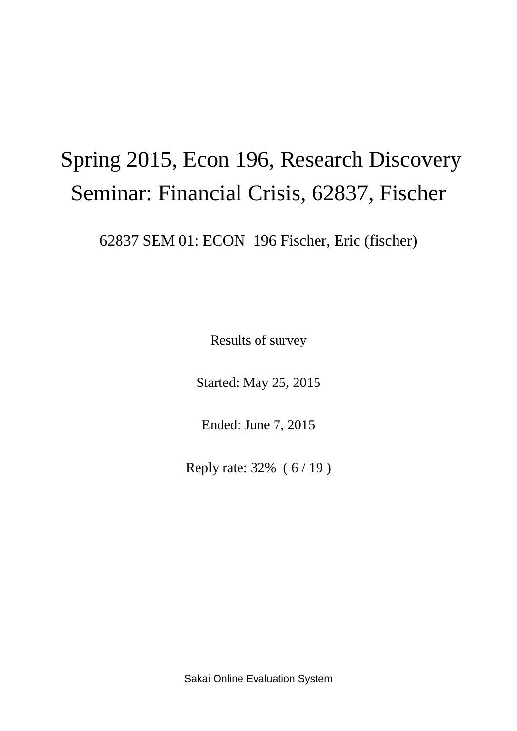# Spring 2015, Econ 196, Research Discovery Seminar: Financial Crisis, 62837, Fischer

62837 SEM 01: ECON 196 Fischer, Eric (fischer)

Results of survey

Started: May 25, 2015

Ended: June 7, 2015

Reply rate: 32% ( 6 / 19 )

Sakai Online Evaluation System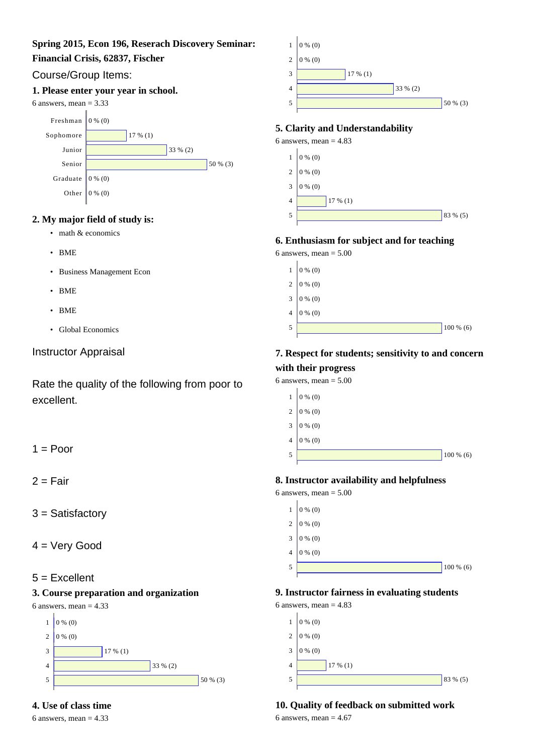**Spring 2015, Econ 196, Reserach Discovery Seminar: Financial Crisis, 62837, Fischer**

## Course/Group Items:

### 1. Please enter your year in school.

6 answers, mean = 3.33

| | |
|---|---|
| Freshman | 0 % (0) |
| Sophomore | 17 % (1) |
| Junior | 33 % (2) |
| Senior | 50 % (3) |
| Graduate | 0 % (0) |
| Other | 0 % (0) |

### 2. My major field of study is:

- math & economics
- BME
- Business Management Econ
- BME
- BME
- Global Economics

## Instructor Appraisal

Rate the quality of the following from poor to excellent.

1 = Poor

2 = Fair

3 = Satisfactory

4 = Very Good

5 = Excellent

### 3. Course preparation and organization

6 answers, mean = 4.33

| | |
|---|---|
| 1 | 0 % (0) |
| 2 | 0 % (0) |
| 3 | 17 % (1) |
| 4 | 33 % (2) |
| 5 | 50 % (3) |

### 4. Use of class time

6 answers, mean = 4.33

| | |
|---|---|
| 1 | 0 % (0) |
| 2 | 0 % (0) |
| 3 | 17 % (1) |
| 4 | 33 % (2) |
| 5 | 50 % (3) |

### 5. Clarity and Understandability

6 answers, mean = 4.83

| | |
|---|---|
| 1 | 0 % (0) |
| 2 | 0 % (0) |
| 3 | 0 % (0) |
| 4 | 17 % (1) |
| 5 | 83 % (5) |

### 6. Enthusiasm for subject and for teaching

6 answers, mean = 5.00

| | |
|---|---|
| 1 | 0 % (0) |
| 2 | 0 % (0) |
| 3 | 0 % (0) |
| 4 | 0 % (0) |
| 5 | 100 % (6) |

### 7. Respect for students; sensitivity to and concern with their progress

6 answers, mean = 5.00

| | |
|---|---|
| 1 | 0 % (0) |
| 2 | 0 % (0) |
| 3 | 0 % (0) |
| 4 | 0 % (0) |
| 5 | 100 % (6) |

### 8. Instructor availability and helpfulness

6 answers, mean = 5.00

| | |
|---|---|
| 1 | 0 % (0) |
| 2 | 0 % (0) |
| 3 | 0 % (0) |
| 4 | 0 % (0) |
| 5 | 100 % (6) |

### 9. Instructor fairness in evaluating students

6 answers, mean = 4.83

| | |
|---|---|
| 1 | 0 % (0) |
| 2 | 0 % (0) |
| 3 | 0 % (0) |
| 4 | 17 % (1) |
| 5 | 83 % (5) |

### 10. Quality of feedback on submitted work

6 answers, mean = 4.67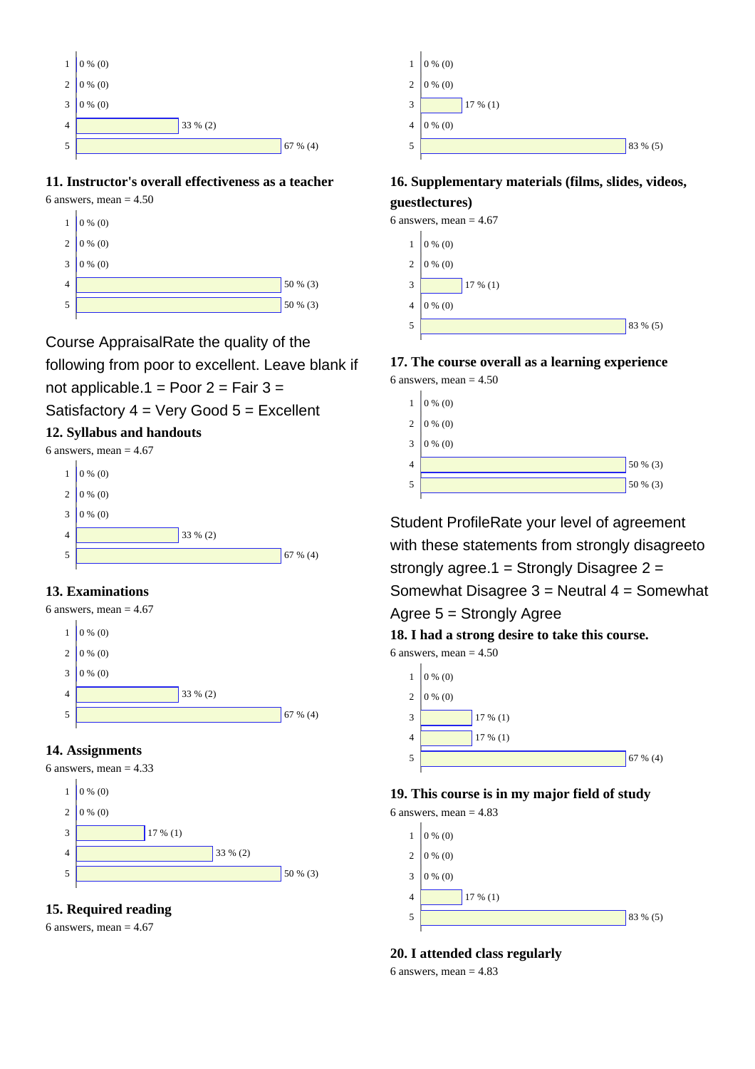| | |
|---|---|
| 1 | 0 % (0) |
| 2 | 0 % (0) |
| 3 | 0 % (0) |
| 4 | 33 % (2) |
| 5 | 67 % (4) |

### 11. Instructor's overall effectiveness as a teacher

6 answers, mean = 4.50

| | |
|---|---|
| 1 | 0 % (0) |
| 2 | 0 % (0) |
| 3 | 0 % (0) |
| 4 | 50 % (3) |
| 5 | 50 % (3) |

## Course Appraisal

Rate the quality of the following from poor to excellent. Leave blank if not applicable.1 = Poor 2 = Fair 3 = Satisfactory 4 = Very Good 5 = Excellent

### 12. Syllabus and handouts

6 answers, mean = 4.67

| | |
|---|---|
| 1 | 0 % (0) |
| 2 | 0 % (0) |
| 3 | 0 % (0) |
| 4 | 33 % (2) |
| 5 | 67 % (4) |

### 13. Examinations

6 answers, mean = 4.67

| | |
|---|---|
| 1 | 0 % (0) |
| 2 | 0 % (0) |
| 3 | 0 % (0) |
| 4 | 33 % (2) |
| 5 | 67 % (4) |

### 14. Assignments

6 answers, mean = 4.33

| | |
|---|---|
| 1 | 0 % (0) |
| 2 | 0 % (0) |
| 3 | 17 % (1) |
| 4 | 33 % (2) |
| 5 | 50 % (3) |

### 15. Required reading

6 answers, mean = 4.67

| | |
|---|---|
| 1 | 0 % (0) |
| 2 | 0 % (0) |
| 3 | 17 % (1) |
| 4 | 0 % (0) |
| 5 | 83 % (5) |

### 16. Supplementary materials (films, slides, videos, guestlectures)

6 answers, mean = 4.67

| | |
|---|---|
| 1 | 0 % (0) |
| 2 | 0 % (0) |
| 3 | 17 % (1) |
| 4 | 0 % (0) |
| 5 | 83 % (5) |

### 17. The course overall as a learning experience

6 answers, mean = 4.50

| | |
|---|---|
| 1 | 0 % (0) |
| 2 | 0 % (0) |
| 3 | 0 % (0) |
| 4 | 50 % (3) |
| 5 | 50 % (3) |

## Student Profile

Rate your level of agreement with these statements from strongly disagreeto strongly agree.1 = Strongly Disagree 2 = Somewhat Disagree 3 = Neutral 4 = Somewhat Agree 5 = Strongly Agree

### 18. I had a strong desire to take this course.

6 answers, mean = 4.50

| | |
|---|---|
| 1 | 0 % (0) |
| 2 | 0 % (0) |
| 3 | 17 % (1) |
| 4 | 17 % (1) |
| 5 | 67 % (4) |

### 19. This course is in my major field of study

6 answers, mean = 4.83

| | |
|---|---|
| 1 | 0 % (0) |
| 2 | 0 % (0) |
| 3 | 0 % (0) |
| 4 | 17 % (1) |
| 5 | 83 % (5) |

### 20. I attended class regularly

6 answers, mean = 4.83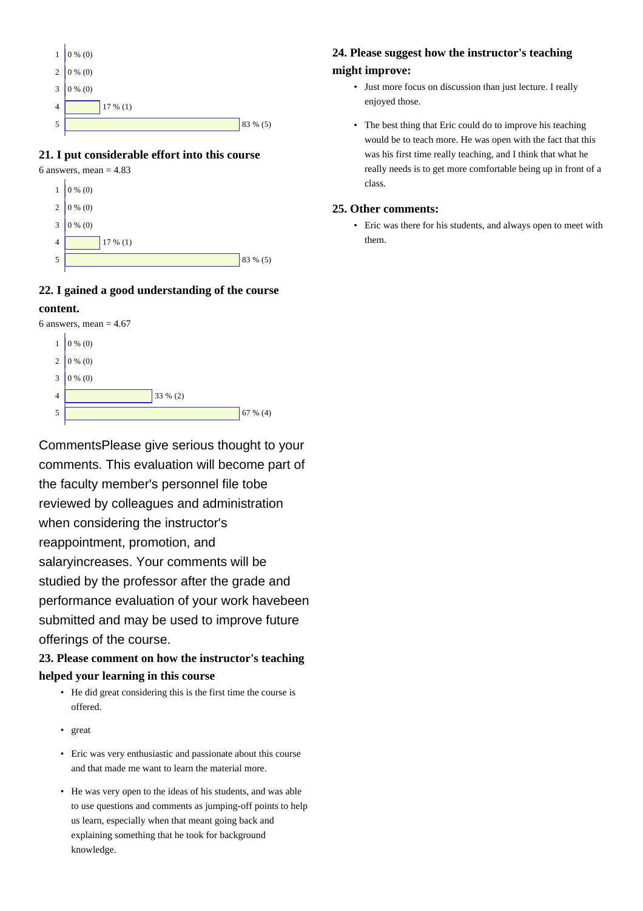1 0 % (0)
2 0 % (0)
3 0 % (0)
4 17 % (1)
5 83 % (5)

### 21. I put considerable effort into this course

6 answers, mean = 4.83

1 0 % (0)
2 0 % (0)
3 0 % (0)
4 17 % (1)
5 83 % (5)

### 22. I gained a good understanding of the course content.

6 answers, mean = 4.67

1 0 % (0)
2 0 % (0)
3 0 % (0)
4 33 % (2)
5 67 % (4)

CommentsPlease give serious thought to your comments. This evaluation will become part of the faculty member's personnel file tobe reviewed by colleagues and administration when considering the instructor's reappointment, promotion, and salaryincreases. Your comments will be studied by the professor after the grade and performance evaluation of your work havebeen submitted and may be used to improve future offerings of the course.

### 23. Please comment on how the instructor's teaching helped your learning in this course

- He did great considering this is the first time the course is offered.
- great
- Eric was very enthusiastic and passionate about this course and that made me want to learn the material more.
- He was very open to the ideas of his students, and was able to use questions and comments as jumping-off points to help us learn, especially when that meant going back and explaining something that he took for background knowledge.

### 24. Please suggest how the instructor's teaching might improve:

- Just more focus on discussion than just lecture. I really enjoyed those.
- The best thing that Eric could do to improve his teaching would be to teach more. He was open with the fact that this was his first time really teaching, and I think that what he really needs is to get more comfortable being up in front of a class.

### 25. Other comments:

- Eric was there for his students, and always open to meet with them.